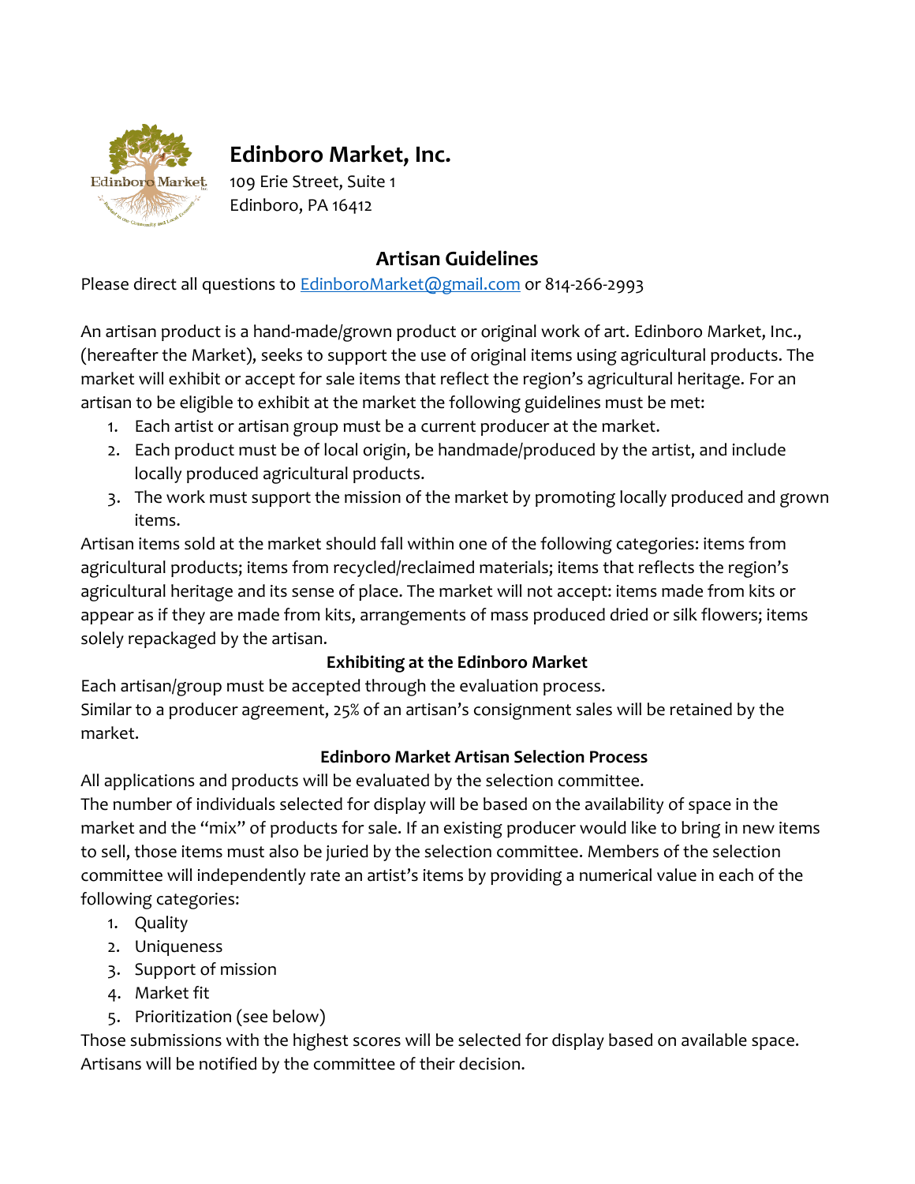# Edinboro Market, Inc.

109 Erie Street, Suite 1
Edinboro, PA 16412

## Artisan Guidelines

Please direct all questions to EdinboroMarket@gmail.com or 814-266-2993

An artisan product is a hand-made/grown product or original work of art. Edinboro Market, Inc., (hereafter the Market), seeks to support the use of original items using agricultural products. The market will exhibit or accept for sale items that reflect the region's agricultural heritage. For an artisan to be eligible to exhibit at the market the following guidelines must be met:

1. Each artist or artisan group must be a current producer at the market.
2. Each product must be of local origin, be handmade/produced by the artist, and include locally produced agricultural products.
3. The work must support the mission of the market by promoting locally produced and grown items.

Artisan items sold at the market should fall within one of the following categories: items from agricultural products; items from recycled/reclaimed materials; items that reflects the region's agricultural heritage and its sense of place. The market will not accept: items made from kits or appear as if they are made from kits, arrangements of mass produced dried or silk flowers; items solely repackaged by the artisan.

### Exhibiting at the Edinboro Market

Each artisan/group must be accepted through the evaluation process.
Similar to a producer agreement, 25% of an artisan's consignment sales will be retained by the market.

### Edinboro Market Artisan Selection Process

All applications and products will be evaluated by the selection committee.
The number of individuals selected for display will be based on the availability of space in the market and the "mix" of products for sale. If an existing producer would like to bring in new items to sell, those items must also be juried by the selection committee. Members of the selection committee will independently rate an artist's items by providing a numerical value in each of the following categories:

1. Quality
2. Uniqueness
3. Support of mission
4. Market fit
5. Prioritization (see below)

Those submissions with the highest scores will be selected for display based on available space. Artisans will be notified by the committee of their decision.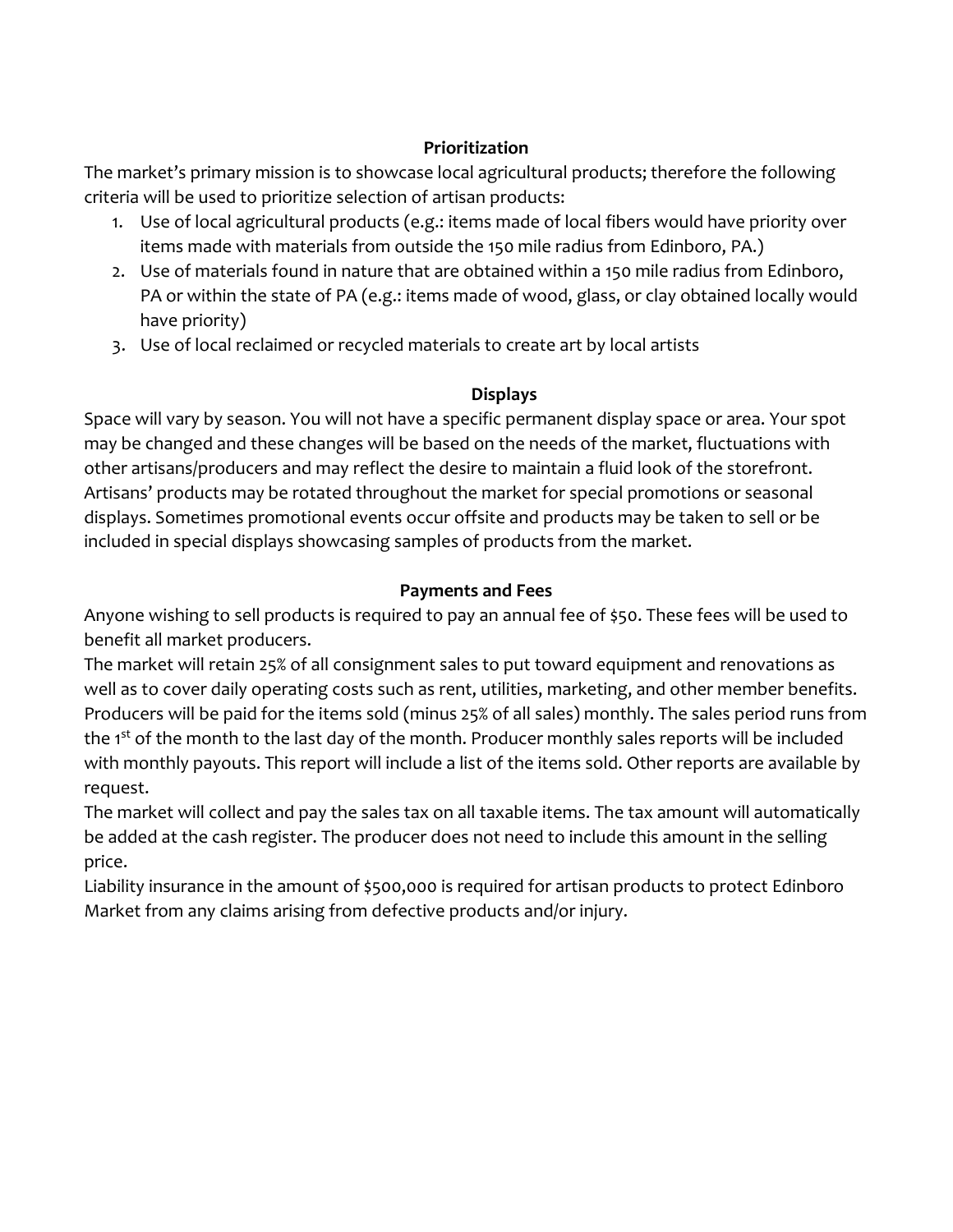## Prioritization

The market's primary mission is to showcase local agricultural products; therefore the following criteria will be used to prioritize selection of artisan products:

1. Use of local agricultural products (e.g.: items made of local fibers would have priority over items made with materials from outside the 150 mile radius from Edinboro, PA.)
2. Use of materials found in nature that are obtained within a 150 mile radius from Edinboro, PA or within the state of PA (e.g.: items made of wood, glass, or clay obtained locally would have priority)
3. Use of local reclaimed or recycled materials to create art by local artists

## Displays

Space will vary by season. You will not have a specific permanent display space or area. Your spot may be changed and these changes will be based on the needs of the market, fluctuations with other artisans/producers and may reflect the desire to maintain a fluid look of the storefront. Artisans' products may be rotated throughout the market for special promotions or seasonal displays. Sometimes promotional events occur offsite and products may be taken to sell or be included in special displays showcasing samples of products from the market.

## Payments and Fees

Anyone wishing to sell products is required to pay an annual fee of $50. These fees will be used to benefit all market producers.

The market will retain 25% of all consignment sales to put toward equipment and renovations as well as to cover daily operating costs such as rent, utilities, marketing, and other member benefits. Producers will be paid for the items sold (minus 25% of all sales) monthly. The sales period runs from the 1st of the month to the last day of the month. Producer monthly sales reports will be included with monthly payouts. This report will include a list of the items sold. Other reports are available by request.

The market will collect and pay the sales tax on all taxable items. The tax amount will automatically be added at the cash register. The producer does not need to include this amount in the selling price.

Liability insurance in the amount of $500,000 is required for artisan products to protect Edinboro Market from any claims arising from defective products and/or injury.